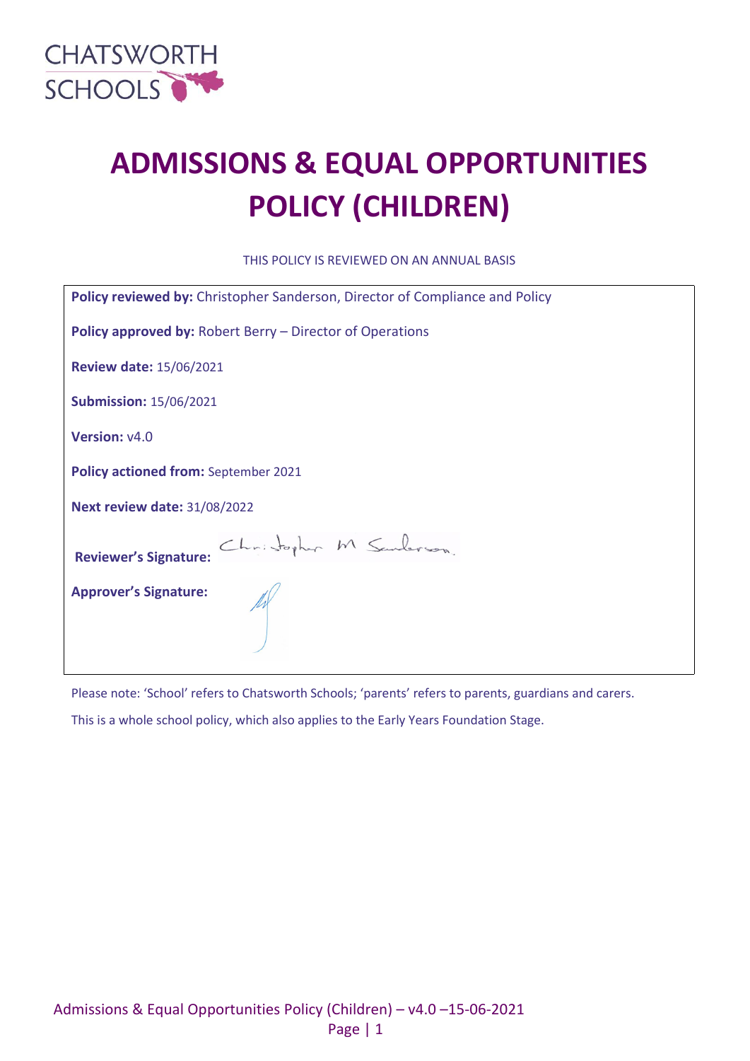CHATSWORTH SCHOOLS

# ADMISSIONS & EQUAL OPPORTUNITIES POLICY (CHILDREN)

THIS POLICY IS REVIEWED ON AN ANNUAL BASIS

**Policy reviewed by:** Christopher Sanderson, Director of Compliance and Policy

**Policy approved by:** Robert Berry – Director of Operations

**Review date:** 15/06/2021

**Submission:** 15/06/2021

**Version:** v4.0

**Policy actioned from:** September 2021

**Next review date:** 31/08/2022

**Reviewer's Signature:** Christopher M Sanderson.

**Approver's Signature:**

Please note: 'School' refers to Chatsworth Schools; 'parents' refers to parents, guardians and carers.

This is a whole school policy, which also applies to the Early Years Foundation Stage.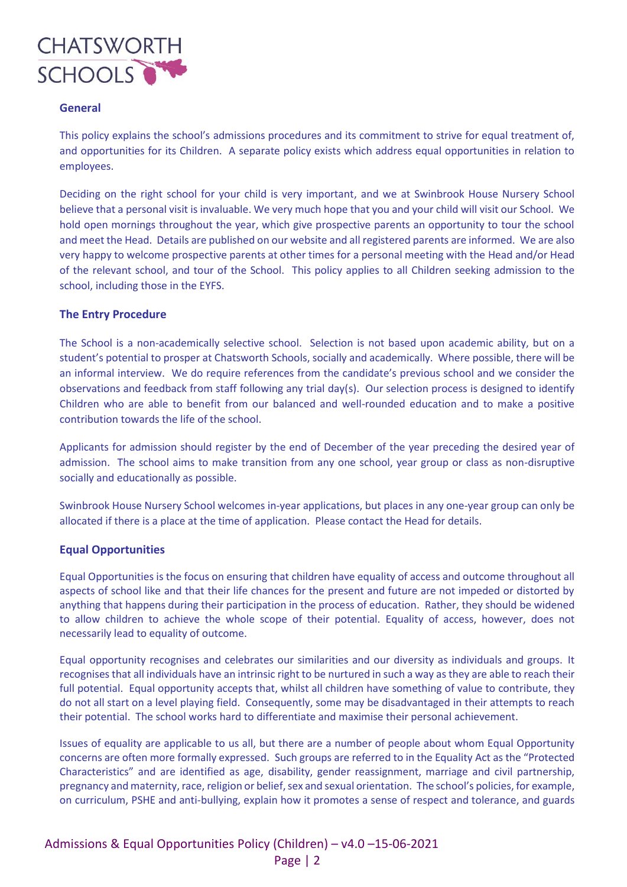## General

This policy explains the school's admissions procedures and its commitment to strive for equal treatment of, and opportunities for its Children. A separate policy exists which address equal opportunities in relation to employees.

Deciding on the right school for your child is very important, and we at Swinbrook House Nursery School believe that a personal visit is invaluable. We very much hope that you and your child will visit our School. We hold open mornings throughout the year, which give prospective parents an opportunity to tour the school and meet the Head. Details are published on our website and all registered parents are informed. We are also very happy to welcome prospective parents at other times for a personal meeting with the Head and/or Head of the relevant school, and tour of the School. This policy applies to all Children seeking admission to the school, including those in the EYFS.

## The Entry Procedure

The School is a non-academically selective school. Selection is not based upon academic ability, but on a student's potential to prosper at Chatsworth Schools, socially and academically. Where possible, there will be an informal interview. We do require references from the candidate's previous school and we consider the observations and feedback from staff following any trial day(s). Our selection process is designed to identify Children who are able to benefit from our balanced and well-rounded education and to make a positive contribution towards the life of the school.

Applicants for admission should register by the end of December of the year preceding the desired year of admission. The school aims to make transition from any one school, year group or class as non-disruptive socially and educationally as possible.

Swinbrook House Nursery School welcomes in-year applications, but places in any one-year group can only be allocated if there is a place at the time of application. Please contact the Head for details.

## Equal Opportunities

Equal Opportunities is the focus on ensuring that children have equality of access and outcome throughout all aspects of school like and that their life chances for the present and future are not impeded or distorted by anything that happens during their participation in the process of education. Rather, they should be widened to allow children to achieve the whole scope of their potential. Equality of access, however, does not necessarily lead to equality of outcome.

Equal opportunity recognises and celebrates our similarities and our diversity as individuals and groups. It recognises that all individuals have an intrinsic right to be nurtured in such a way as they are able to reach their full potential. Equal opportunity accepts that, whilst all children have something of value to contribute, they do not all start on a level playing field. Consequently, some may be disadvantaged in their attempts to reach their potential. The school works hard to differentiate and maximise their personal achievement.

Issues of equality are applicable to us all, but there are a number of people about whom Equal Opportunity concerns are often more formally expressed. Such groups are referred to in the Equality Act as the "Protected Characteristics" and are identified as age, disability, gender reassignment, marriage and civil partnership, pregnancy and maternity, race, religion or belief, sex and sexual orientation. The school's policies, for example, on curriculum, PSHE and anti-bullying, explain how it promotes a sense of respect and tolerance, and guards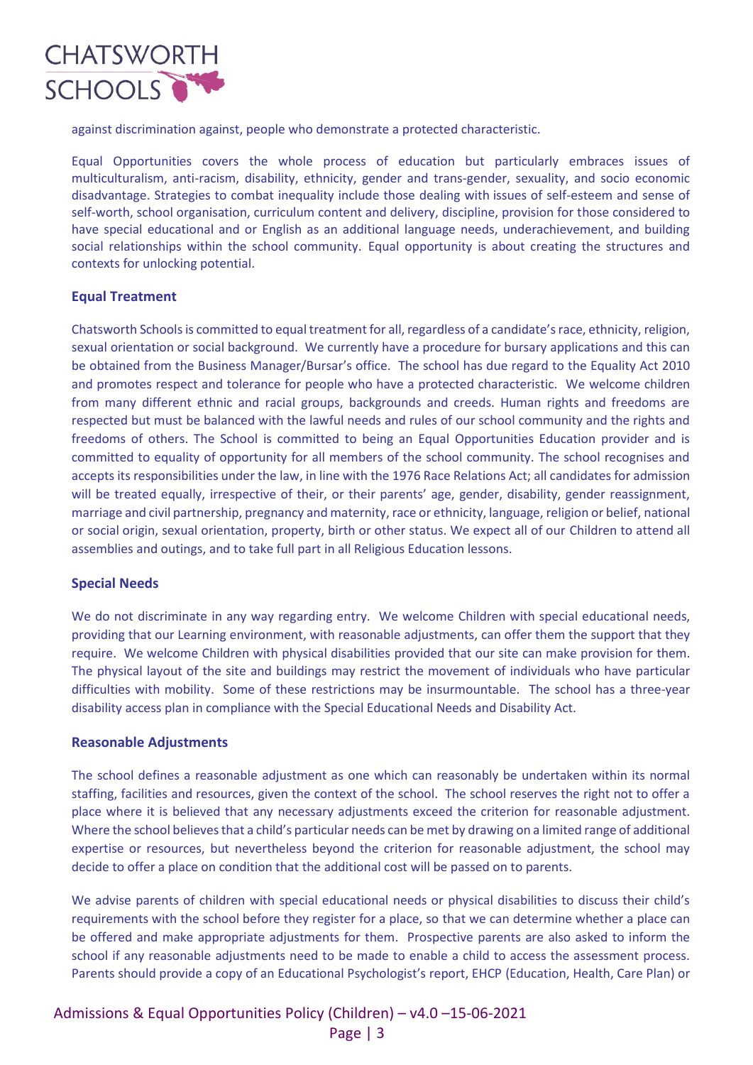against discrimination against, people who demonstrate a protected characteristic.

Equal Opportunities covers the whole process of education but particularly embraces issues of multiculturalism, anti-racism, disability, ethnicity, gender and trans-gender, sexuality, and socio economic disadvantage. Strategies to combat inequality include those dealing with issues of self-esteem and sense of self-worth, school organisation, curriculum content and delivery, discipline, provision for those considered to have special educational and or English as an additional language needs, underachievement, and building social relationships within the school community. Equal opportunity is about creating the structures and contexts for unlocking potential.

### Equal Treatment

Chatsworth Schools is committed to equal treatment for all, regardless of a candidate's race, ethnicity, religion, sexual orientation or social background. We currently have a procedure for bursary applications and this can be obtained from the Business Manager/Bursar's office. The school has due regard to the Equality Act 2010 and promotes respect and tolerance for people who have a protected characteristic. We welcome children from many different ethnic and racial groups, backgrounds and creeds. Human rights and freedoms are respected but must be balanced with the lawful needs and rules of our school community and the rights and freedoms of others. The School is committed to being an Equal Opportunities Education provider and is committed to equality of opportunity for all members of the school community. The school recognises and accepts its responsibilities under the law, in line with the 1976 Race Relations Act; all candidates for admission will be treated equally, irrespective of their, or their parents' age, gender, disability, gender reassignment, marriage and civil partnership, pregnancy and maternity, race or ethnicity, language, religion or belief, national or social origin, sexual orientation, property, birth or other status. We expect all of our Children to attend all assemblies and outings, and to take full part in all Religious Education lessons.

### Special Needs

We do not discriminate in any way regarding entry. We welcome Children with special educational needs, providing that our Learning environment, with reasonable adjustments, can offer them the support that they require. We welcome Children with physical disabilities provided that our site can make provision for them. The physical layout of the site and buildings may restrict the movement of individuals who have particular difficulties with mobility. Some of these restrictions may be insurmountable. The school has a three-year disability access plan in compliance with the Special Educational Needs and Disability Act.

### Reasonable Adjustments

The school defines a reasonable adjustment as one which can reasonably be undertaken within its normal staffing, facilities and resources, given the context of the school. The school reserves the right not to offer a place where it is believed that any necessary adjustments exceed the criterion for reasonable adjustment. Where the school believes that a child's particular needs can be met by drawing on a limited range of additional expertise or resources, but nevertheless beyond the criterion for reasonable adjustment, the school may decide to offer a place on condition that the additional cost will be passed on to parents.

We advise parents of children with special educational needs or physical disabilities to discuss their child's requirements with the school before they register for a place, so that we can determine whether a place can be offered and make appropriate adjustments for them. Prospective parents are also asked to inform the school if any reasonable adjustments need to be made to enable a child to access the assessment process. Parents should provide a copy of an Educational Psychologist's report, EHCP (Education, Health, Care Plan) or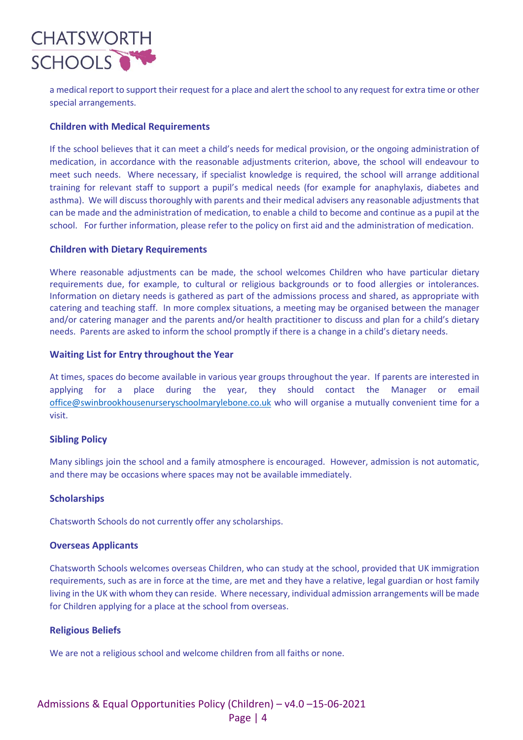a medical report to support their request for a place and alert the school to any request for extra time or other special arrangements.

### Children with Medical Requirements

If the school believes that it can meet a child's needs for medical provision, or the ongoing administration of medication, in accordance with the reasonable adjustments criterion, above, the school will endeavour to meet such needs. Where necessary, if specialist knowledge is required, the school will arrange additional training for relevant staff to support a pupil's medical needs (for example for anaphylaxis, diabetes and asthma). We will discuss thoroughly with parents and their medical advisers any reasonable adjustments that can be made and the administration of medication, to enable a child to become and continue as a pupil at the school. For further information, please refer to the policy on first aid and the administration of medication.

### Children with Dietary Requirements

Where reasonable adjustments can be made, the school welcomes Children who have particular dietary requirements due, for example, to cultural or religious backgrounds or to food allergies or intolerances. Information on dietary needs is gathered as part of the admissions process and shared, as appropriate with catering and teaching staff. In more complex situations, a meeting may be organised between the manager and/or catering manager and the parents and/or health practitioner to discuss and plan for a child's dietary needs. Parents are asked to inform the school promptly if there is a change in a child's dietary needs.

### Waiting List for Entry throughout the Year

At times, spaces do become available in various year groups throughout the year. If parents are interested in applying for a place during the year, they should contact the Manager or email office@swinbrookhousenurseryschoolmarylebone.co.uk who will organise a mutually convenient time for a visit.

### Sibling Policy

Many siblings join the school and a family atmosphere is encouraged. However, admission is not automatic, and there may be occasions where spaces may not be available immediately.

### Scholarships

Chatsworth Schools do not currently offer any scholarships.

### Overseas Applicants

Chatsworth Schools welcomes overseas Children, who can study at the school, provided that UK immigration requirements, such as are in force at the time, are met and they have a relative, legal guardian or host family living in the UK with whom they can reside. Where necessary, individual admission arrangements will be made for Children applying for a place at the school from overseas.

### Religious Beliefs

We are not a religious school and welcome children from all faiths or none.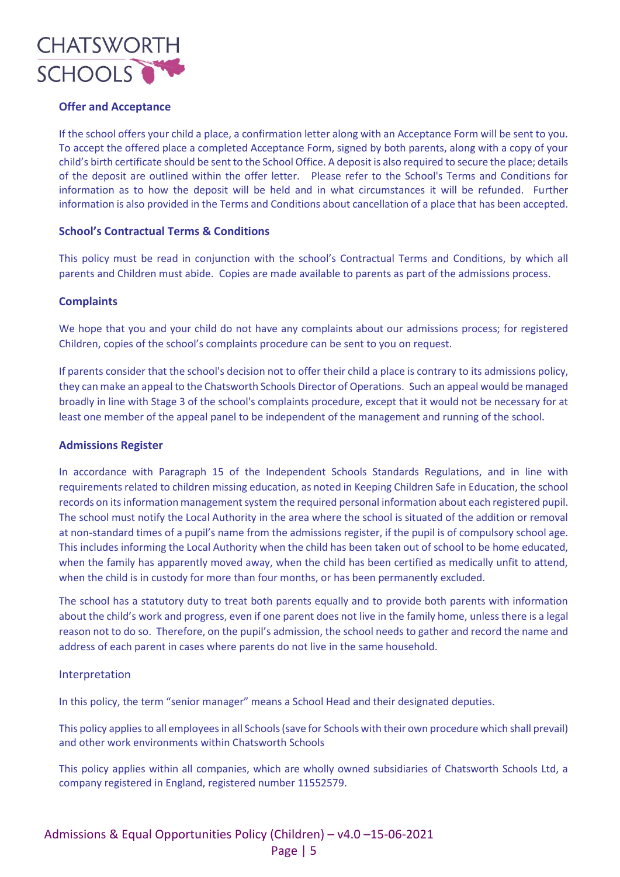## Offer and Acceptance

If the school offers your child a place, a confirmation letter along with an Acceptance Form will be sent to you. To accept the offered place a completed Acceptance Form, signed by both parents, along with a copy of your child's birth certificate should be sent to the School Office. A deposit is also required to secure the place; details of the deposit are outlined within the offer letter. Please refer to the School's Terms and Conditions for information as to how the deposit will be held and in what circumstances it will be refunded. Further information is also provided in the Terms and Conditions about cancellation of a place that has been accepted.

## School's Contractual Terms & Conditions

This policy must be read in conjunction with the school's Contractual Terms and Conditions, by which all parents and Children must abide. Copies are made available to parents as part of the admissions process.

## Complaints

We hope that you and your child do not have any complaints about our admissions process; for registered Children, copies of the school's complaints procedure can be sent to you on request.

If parents consider that the school's decision not to offer their child a place is contrary to its admissions policy, they can make an appeal to the Chatsworth Schools Director of Operations. Such an appeal would be managed broadly in line with Stage 3 of the school's complaints procedure, except that it would not be necessary for at least one member of the appeal panel to be independent of the management and running of the school.

## Admissions Register

In accordance with Paragraph 15 of the Independent Schools Standards Regulations, and in line with requirements related to children missing education, as noted in Keeping Children Safe in Education, the school records on its information management system the required personal information about each registered pupil. The school must notify the Local Authority in the area where the school is situated of the addition or removal at non-standard times of a pupil's name from the admissions register, if the pupil is of compulsory school age. This includes informing the Local Authority when the child has been taken out of school to be home educated, when the family has apparently moved away, when the child has been certified as medically unfit to attend, when the child is in custody for more than four months, or has been permanently excluded.

The school has a statutory duty to treat both parents equally and to provide both parents with information about the child's work and progress, even if one parent does not live in the family home, unless there is a legal reason not to do so. Therefore, on the pupil's admission, the school needs to gather and record the name and address of each parent in cases where parents do not live in the same household.

### Interpretation

In this policy, the term "senior manager" means a School Head and their designated deputies.

This policy applies to all employees in all Schools (save for Schools with their own procedure which shall prevail) and other work environments within Chatsworth Schools

This policy applies within all companies, which are wholly owned subsidiaries of Chatsworth Schools Ltd, a company registered in England, registered number 11552579.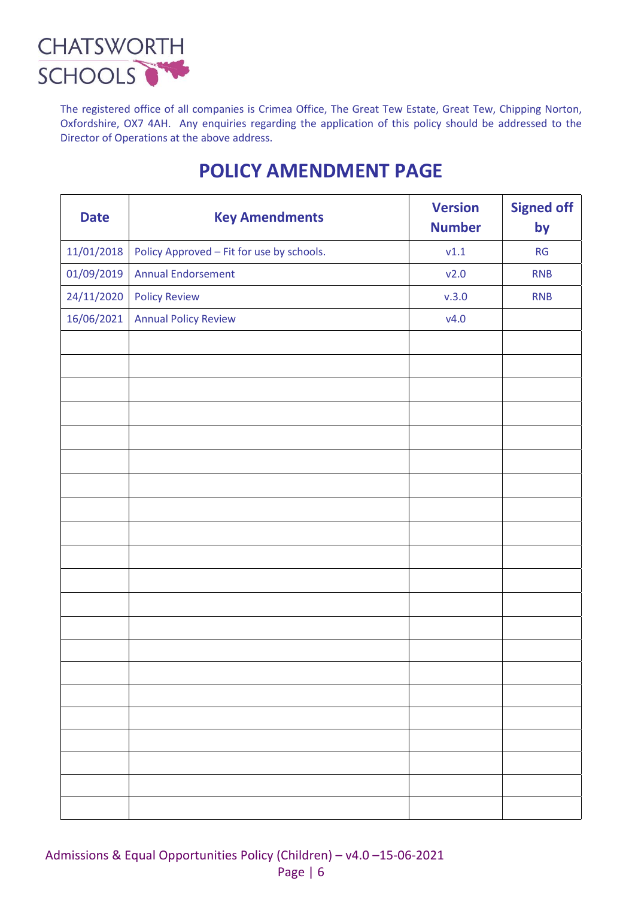CHATSWORTH SCHOOLS

The registered office of all companies is Crimea Office, The Great Tew Estate, Great Tew, Chipping Norton, Oxfordshire, OX7 4AH. Any enquiries regarding the application of this policy should be addressed to the Director of Operations at the above address.

# POLICY AMENDMENT PAGE

| Date | Key Amendments | Version Number | Signed off by |
|---|---|---|---|
| 11/01/2018 | Policy Approved – Fit for use by schools. | v1.1 | RG |
| 01/09/2019 | Annual Endorsement | v2.0 | RNB |
| 24/11/2020 | Policy Review | v.3.0 | RNB |
| 16/06/2021 | Annual Policy Review | v4.0 | |
| | | | |
| | | | |
| | | | |
| | | | |
| | | | |
| | | | |
| | | | |
| | | | |
| | | | |
| | | | |
| | | | |
| | | | |
| | | | |
| | | | |
| | | | |
| | | | |
| | | | |
| | | | |
| | | | |
| | | | |
| | | | |